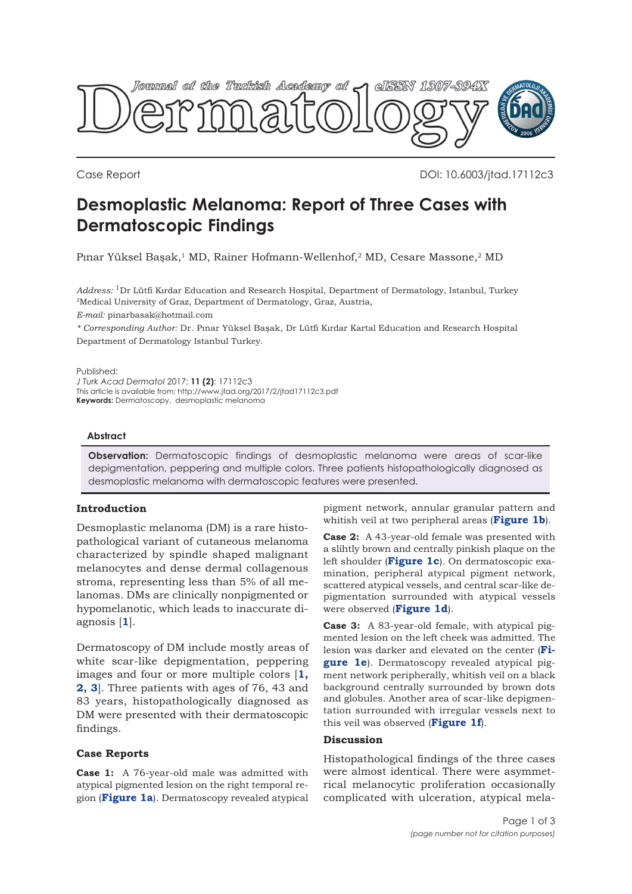Journal of the Turkish Academy of Dermatology eISSN 1307-394X

Case Report DOI: 10.6003/jtad.17112c3

# Desmoplastic Melanoma: Report of Three Cases with Dermatoscopic Findings

Pınar Yüksel Başak,[1] MD, Rainer Hofmann-Wellenhof,[2] MD, Cesare Massone,[2] MD

*Address:* [1]Dr Lütfi Kırdar Education and Research Hospital, Department of Dermatology, Istanbul, Turkey
[2]Medical University of Graz, Department of Dermatology, Graz, Austria,

*E-mail:* pinarbasak@hotmail.com

*\* Corresponding Author:* Dr. Pınar Yüksel Başak, Dr Lütfi Kırdar Kartal Education and Research Hospital Department of Dermatology Istanbul Turkey.

Published:
*J Turk Acad Dermatol* 2017; **11 (2)**: 17112c3
This article is available from: http://www.jtad.org/2017/2/jtad17112c3.pdf
**Keywords:** Dermatoscopy, desmoplastic melanoma

### Abstract

**Observation:** Dermatoscopic findings of desmoplastic melanoma were areas of scar-like depigmentation, peppering and multiple colors. Three patients histopathologically diagnosed as desmoplastic melanoma with dermatoscopic features were presented.

## Introduction

Desmoplastic melanoma (DM) is a rare histopathological variant of cutaneous melanoma characterized by spindle shaped malignant melanocytes and dense dermal collagenous stroma, representing less than 5% of all melanomas. DMs are clinically nonpigmented or hypomelanotic, which leads to inaccurate diagnosis [**1**].

Dermatoscopy of DM include mostly areas of white scar-like depigmentation, peppering images and four or more multiple colors [**1, 2, 3**]. Three patients with ages of 76, 43 and 83 years, histopathologically diagnosed as DM were presented with their dermatoscopic findings.

## Case Reports

**Case 1:** A 76-year-old male was admitted with atypical pigmented lesion on the right temporal region (**Figure 1a**). Dermatoscopy revealed atypical pigment network, annular granular pattern and whitish veil at two peripheral areas (**Figure 1b**).

**Case 2:** A 43-year-old female was presented with a slihtly brown and centrally pinkish plaque on the left shoulder (**Figure 1c**). On dermatoscopic examination, peripheral atypical pigment network, scattered atypical vessels, and central scar-like depigmentation surrounded with atypical vessels were observed (**Figure 1d**).

**Case 3:** A 83-year-old female, with atypical pigmented lesion on the left cheek was admitted. The lesion was darker and elevated on the center (**Figure 1e**). Dermatoscopy revealed atypical pigment network peripherally, whitish veil on a black background centrally surrounded by brown dots and globules. Another area of scar-like depigmentation surrounded with irregular vessels next to this veil was observed (**Figure 1f**).

## Discussion

Histopathological findings of the three cases were almost identical. There were asymmetrical melanocytic proliferation occasionally complicated with ulceration, atypical mela-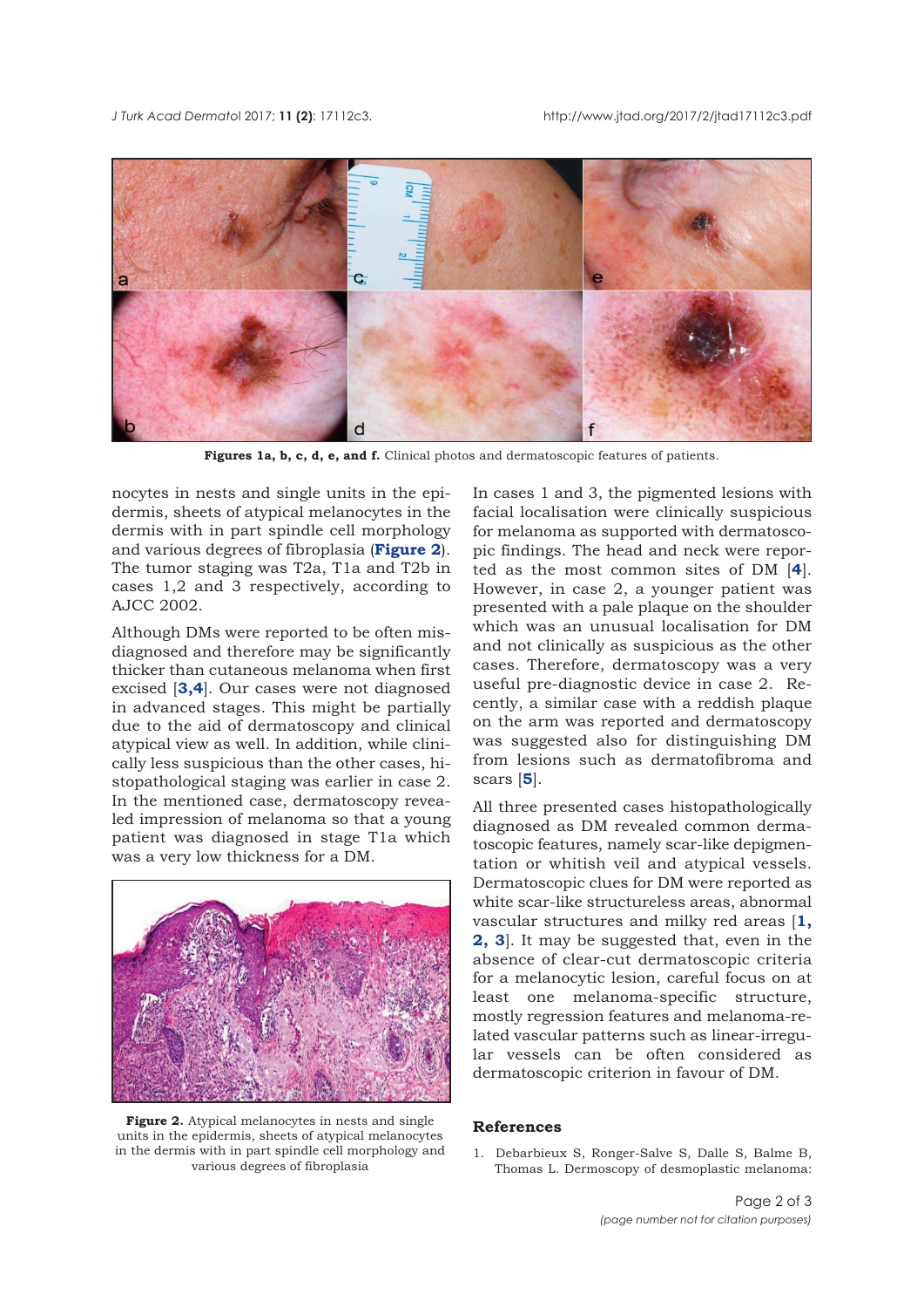**Figures 1a, b, c, d, e, and f.** Clinical photos and dermatoscopic features of patients.

nocytes in nests and single units in the epidermis, sheets of atypical melanocytes in the dermis with in part spindle cell morphology and various degrees of fibroplasia (**Figure 2**). The tumor staging was T2a, T1a and T2b in cases 1,2 and 3 respectively, according to AJCC 2002.

Although DMs were reported to be often misdiagnosed and therefore may be significantly thicker than cutaneous melanoma when first excised [**3,4**]. Our cases were not diagnosed in advanced stages. This might be partially due to the aid of dermatoscopy and clinical atypical view as well. In addition, while clinically less suspicious than the other cases, histopathological staging was earlier in case 2. In the mentioned case, dermatoscopy revealed impression of melanoma so that a young patient was diagnosed in stage T1a which was a very low thickness for a DM.

**Figure 2.** Atypical melanocytes in nests and single units in the epidermis, sheets of atypical melanocytes in the dermis with in part spindle cell morphology and various degrees of fibroplasia

In cases 1 and 3, the pigmented lesions with facial localisation were clinically suspicious for melanoma as supported with dermatoscopic findings. The head and neck were reported as the most common sites of DM [**4**]. However, in case 2, a younger patient was presented with a pale plaque on the shoulder which was an unusual localisation for DM and not clinically as suspicious as the other cases. Therefore, dermatoscopy was a very useful pre-diagnostic device in case 2. Recently, a similar case with a reddish plaque on the arm was reported and dermatoscopy was suggested also for distinguishing DM from lesions such as dermatofibroma and scars [**5**].

All three presented cases histopathologically diagnosed as DM revealed common dermatoscopic features, namely scar-like depigmentation or whitish veil and atypical vessels. Dermatoscopic clues for DM were reported as white scar-like structureless areas, abnormal vascular structures and milky red areas [**1, 2, 3**]. It may be suggested that, even in the absence of clear-cut dermatoscopic criteria for a melanocytic lesion, careful focus on at least one melanoma-specific structure, mostly regression features and melanoma-related vascular patterns such as linear-irregular vessels can be often considered as dermatoscopic criterion in favour of DM.

## References

1. Debarbieux S, Ronger-Salve S, Dalle S, Balme B, Thomas L. Dermoscopy of desmoplastic melanoma: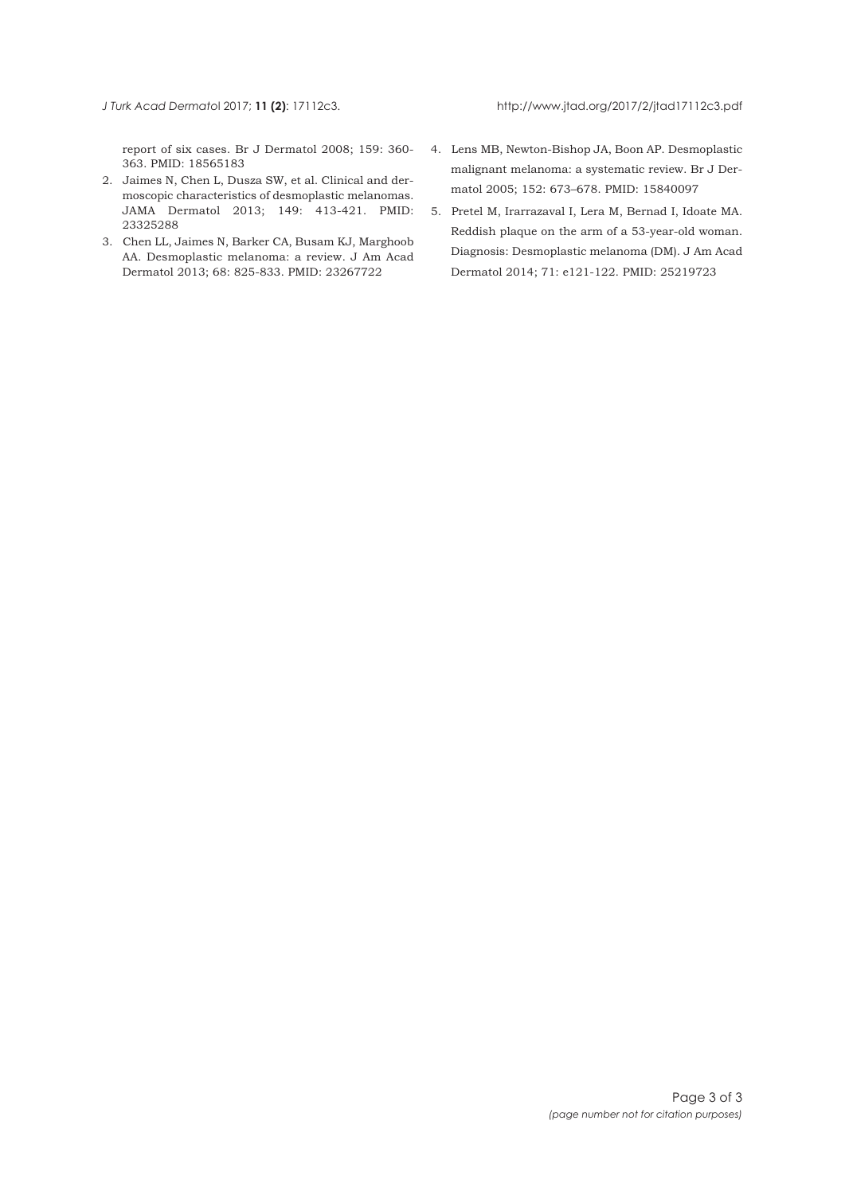report of six cases. Br J Dermatol 2008; 159: 360-363. PMID: 18565183

2. Jaimes N, Chen L, Dusza SW, et al. Clinical and dermoscopic characteristics of desmoplastic melanomas. JAMA Dermatol 2013; 149: 413-421. PMID: 23325288
3. Chen LL, Jaimes N, Barker CA, Busam KJ, Marghoob AA. Desmoplastic melanoma: a review. J Am Acad Dermatol 2013; 68: 825-833. PMID: 23267722
4. Lens MB, Newton-Bishop JA, Boon AP. Desmoplastic malignant melanoma: a systematic review. Br J Dermatol 2005; 152: 673–678. PMID: 15840097
5. Pretel M, Irarrazaval I, Lera M, Bernad I, Idoate MA. Reddish plaque on the arm of a 53-year-old woman. Diagnosis: Desmoplastic melanoma (DM). J Am Acad Dermatol 2014; 71: e121-122. PMID: 25219723